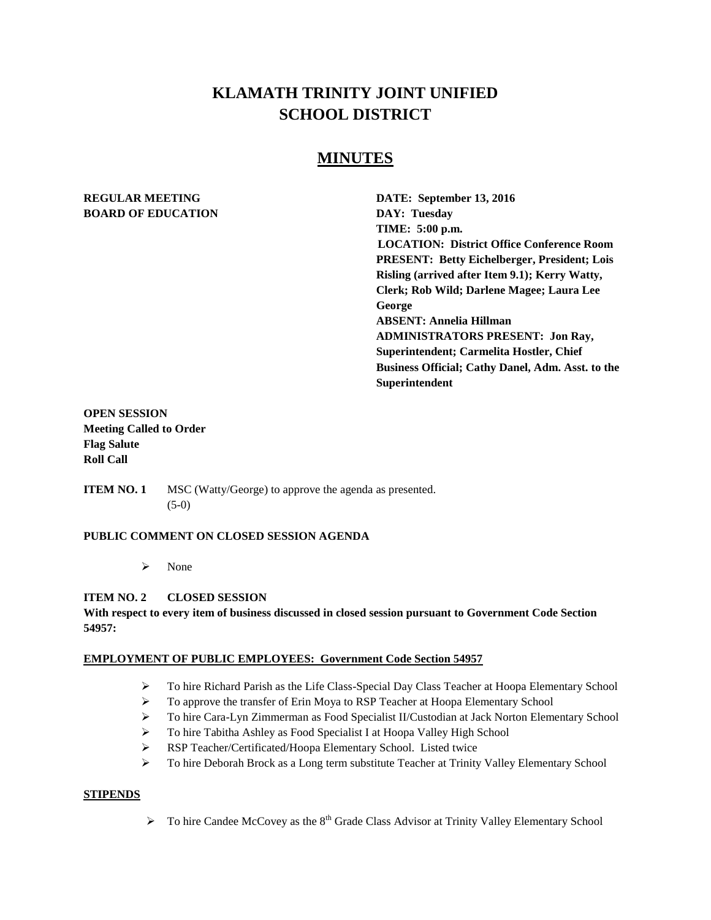# KLAMATH TRINITY JOINT UNIFIED SCHOOL DISTRICT

## MINUTES

**REGULAR MEETING**
**BOARD OF EDUCATION**

**DATE: September 13, 2016**
**DAY: Tuesday**
**TIME: 5:00 p.m.**
**LOCATION: District Office Conference Room**
**PRESENT: Betty Eichelberger, President; Lois Risling (arrived after Item 9.1); Kerry Watty, Clerk; Rob Wild; Darlene Magee; Laura Lee George**
**ABSENT: Annelia Hillman**
**ADMINISTRATORS PRESENT: Jon Ray, Superintendent; Carmelita Hostler, Chief Business Official; Cathy Danel, Adm. Asst. to the Superintendent**

**OPEN SESSION**
**Meeting Called to Order**
**Flag Salute**
**Roll Call**

**ITEM NO. 1** MSC (Watty/George) to approve the agenda as presented. (5-0)

**PUBLIC COMMENT ON CLOSED SESSION AGENDA**

- None

**ITEM NO. 2 CLOSED SESSION**

**With respect to every item of business discussed in closed session pursuant to Government Code Section 54957:**

**EMPLOYMENT OF PUBLIC EMPLOYEES: Government Code Section 54957**

- To hire Richard Parish as the Life Class-Special Day Class Teacher at Hoopa Elementary School
- To approve the transfer of Erin Moya to RSP Teacher at Hoopa Elementary School
- To hire Cara-Lyn Zimmerman as Food Specialist II/Custodian at Jack Norton Elementary School
- To hire Tabitha Ashley as Food Specialist I at Hoopa Valley High School
- RSP Teacher/Certificated/Hoopa Elementary School. Listed twice
- To hire Deborah Brock as a Long term substitute Teacher at Trinity Valley Elementary School

**STIPENDS**

- To hire Candee McCovey as the 8th Grade Class Advisor at Trinity Valley Elementary School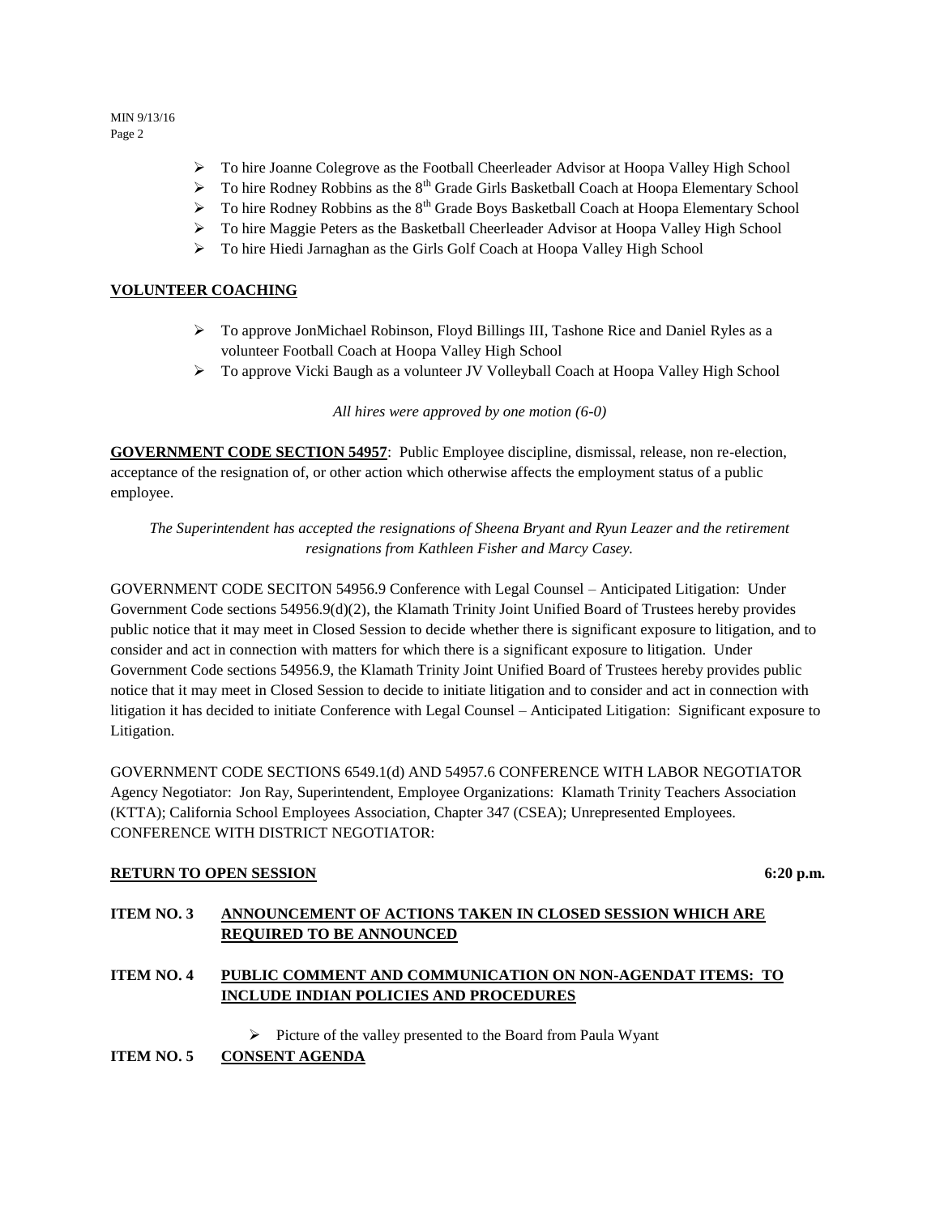- To hire Joanne Colegrove as the Football Cheerleader Advisor at Hoopa Valley High School
- To hire Rodney Robbins as the 8th Grade Girls Basketball Coach at Hoopa Elementary School
- To hire Rodney Robbins as the 8th Grade Boys Basketball Coach at Hoopa Elementary School
- To hire Maggie Peters as the Basketball Cheerleader Advisor at Hoopa Valley High School
- To hire Hiedi Jarnaghan as the Girls Golf Coach at Hoopa Valley High School

**VOLUNTEER COACHING**

- To approve JonMichael Robinson, Floyd Billings III, Tashone Rice and Daniel Ryles as a volunteer Football Coach at Hoopa Valley High School
- To approve Vicki Baugh as a volunteer JV Volleyball Coach at Hoopa Valley High School

*All hires were approved by one motion (6-0)*

**GOVERNMENT CODE SECTION 54957**: Public Employee discipline, dismissal, release, non re-election, acceptance of the resignation of, or other action which otherwise affects the employment status of a public employee.

*The Superintendent has accepted the resignations of Sheena Bryant and Ryun Leazer and the retirement resignations from Kathleen Fisher and Marcy Casey.*

GOVERNMENT CODE SECITON 54956.9 Conference with Legal Counsel – Anticipated Litigation: Under Government Code sections 54956.9(d)(2), the Klamath Trinity Joint Unified Board of Trustees hereby provides public notice that it may meet in Closed Session to decide whether there is significant exposure to litigation, and to consider and act in connection with matters for which there is a significant exposure to litigation. Under Government Code sections 54956.9, the Klamath Trinity Joint Unified Board of Trustees hereby provides public notice that it may meet in Closed Session to decide to initiate litigation and to consider and act in connection with litigation it has decided to initiate Conference with Legal Counsel – Anticipated Litigation: Significant exposure to Litigation.

GOVERNMENT CODE SECTIONS 6549.1(d) AND 54957.6 CONFERENCE WITH LABOR NEGOTIATOR Agency Negotiator: Jon Ray, Superintendent, Employee Organizations: Klamath Trinity Teachers Association (KTTA); California School Employees Association, Chapter 347 (CSEA); Unrepresented Employees. CONFERENCE WITH DISTRICT NEGOTIATOR:

**RETURN TO OPEN SESSION** **6:20 p.m.**

**ITEM NO. 3 ANNOUNCEMENT OF ACTIONS TAKEN IN CLOSED SESSION WHICH ARE REQUIRED TO BE ANNOUNCED**

**ITEM NO. 4 PUBLIC COMMENT AND COMMUNICATION ON NON-AGENDAT ITEMS: TO INCLUDE INDIAN POLICIES AND PROCEDURES**

- Picture of the valley presented to the Board from Paula Wyant

**ITEM NO. 5 CONSENT AGENDA**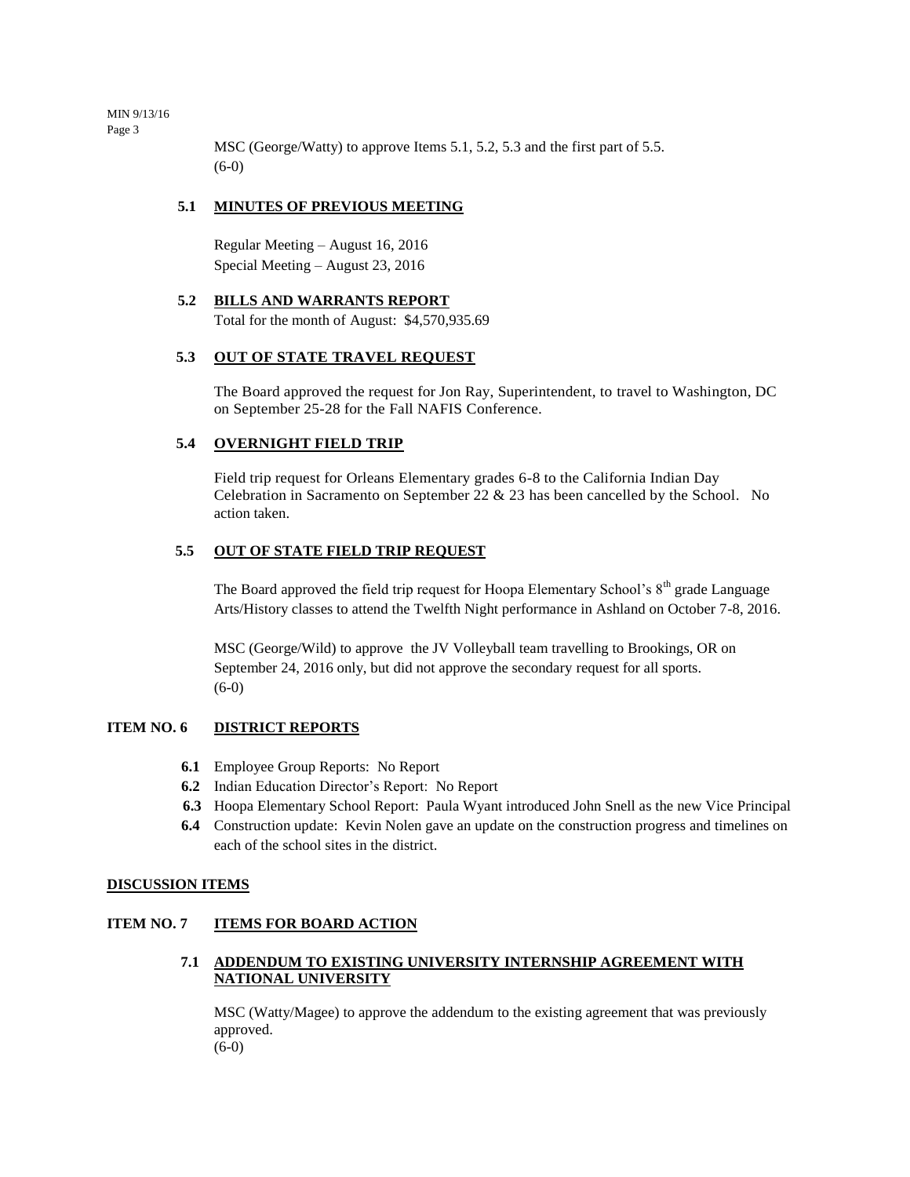MSC (George/Watty) to approve Items 5.1, 5.2, 5.3 and the first part of 5.5.
(6-0)

**5.1 MINUTES OF PREVIOUS MEETING**

Regular Meeting – August 16, 2016
Special Meeting – August 23, 2016

**5.2 BILLS AND WARRANTS REPORT**

Total for the month of August: $4,570,935.69

**5.3 OUT OF STATE TRAVEL REQUEST**

The Board approved the request for Jon Ray, Superintendent, to travel to Washington, DC on September 25-28 for the Fall NAFIS Conference.

**5.4 OVERNIGHT FIELD TRIP**

Field trip request for Orleans Elementary grades 6-8 to the California Indian Day Celebration in Sacramento on September 22 & 23 has been cancelled by the School. No action taken.

**5.5 OUT OF STATE FIELD TRIP REQUEST**

The Board approved the field trip request for Hoopa Elementary School's 8th grade Language Arts/History classes to attend the Twelfth Night performance in Ashland on October 7-8, 2016.

MSC (George/Wild) to approve the JV Volleyball team travelling to Brookings, OR on September 24, 2016 only, but did not approve the secondary request for all sports.
(6-0)

**ITEM NO. 6 DISTRICT REPORTS**

- **6.1** Employee Group Reports: No Report
- **6.2** Indian Education Director's Report: No Report
- **6.3** Hoopa Elementary School Report: Paula Wyant introduced John Snell as the new Vice Principal
- **6.4** Construction update: Kevin Nolen gave an update on the construction progress and timelines on each of the school sites in the district.

**DISCUSSION ITEMS**

**ITEM NO. 7 ITEMS FOR BOARD ACTION**

**7.1 ADDENDUM TO EXISTING UNIVERSITY INTERNSHIP AGREEMENT WITH NATIONAL UNIVERSITY**

MSC (Watty/Magee) to approve the addendum to the existing agreement that was previously approved.
(6-0)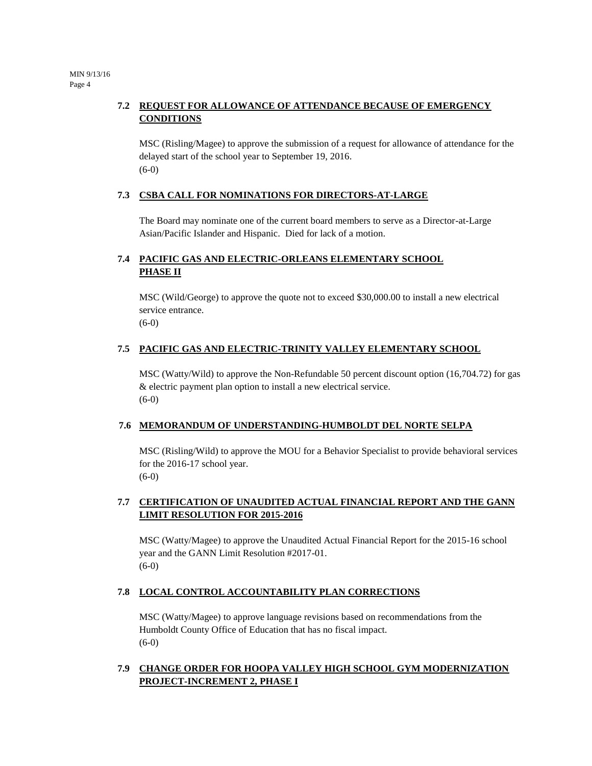### 7.2 REQUEST FOR ALLOWANCE OF ATTENDANCE BECAUSE OF EMERGENCY CONDITIONS

MSC (Risling/Magee) to approve the submission of a request for allowance of attendance for the delayed start of the school year to September 19, 2016.
(6-0)

### 7.3 CSBA CALL FOR NOMINATIONS FOR DIRECTORS-AT-LARGE

The Board may nominate one of the current board members to serve as a Director-at-Large Asian/Pacific Islander and Hispanic. Died for lack of a motion.

### 7.4 PACIFIC GAS AND ELECTRIC-ORLEANS ELEMENTARY SCHOOL PHASE II

MSC (Wild/George) to approve the quote not to exceed $30,000.00 to install a new electrical service entrance.
(6-0)

### 7.5 PACIFIC GAS AND ELECTRIC-TRINITY VALLEY ELEMENTARY SCHOOL

MSC (Watty/Wild) to approve the Non-Refundable 50 percent discount option (16,704.72) for gas & electric payment plan option to install a new electrical service.
(6-0)

### 7.6 MEMORANDUM OF UNDERSTANDING-HUMBOLDT DEL NORTE SELPA

MSC (Risling/Wild) to approve the MOU for a Behavior Specialist to provide behavioral services for the 2016-17 school year.
(6-0)

### 7.7 CERTIFICATION OF UNAUDITED ACTUAL FINANCIAL REPORT AND THE GANN LIMIT RESOLUTION FOR 2015-2016

MSC (Watty/Magee) to approve the Unaudited Actual Financial Report for the 2015-16 school year and the GANN Limit Resolution #2017-01.
(6-0)

### 7.8 LOCAL CONTROL ACCOUNTABILITY PLAN CORRECTIONS

MSC (Watty/Magee) to approve language revisions based on recommendations from the Humboldt County Office of Education that has no fiscal impact.
(6-0)

### 7.9 CHANGE ORDER FOR HOOPA VALLEY HIGH SCHOOL GYM MODERNIZATION PROJECT-INCREMENT 2, PHASE I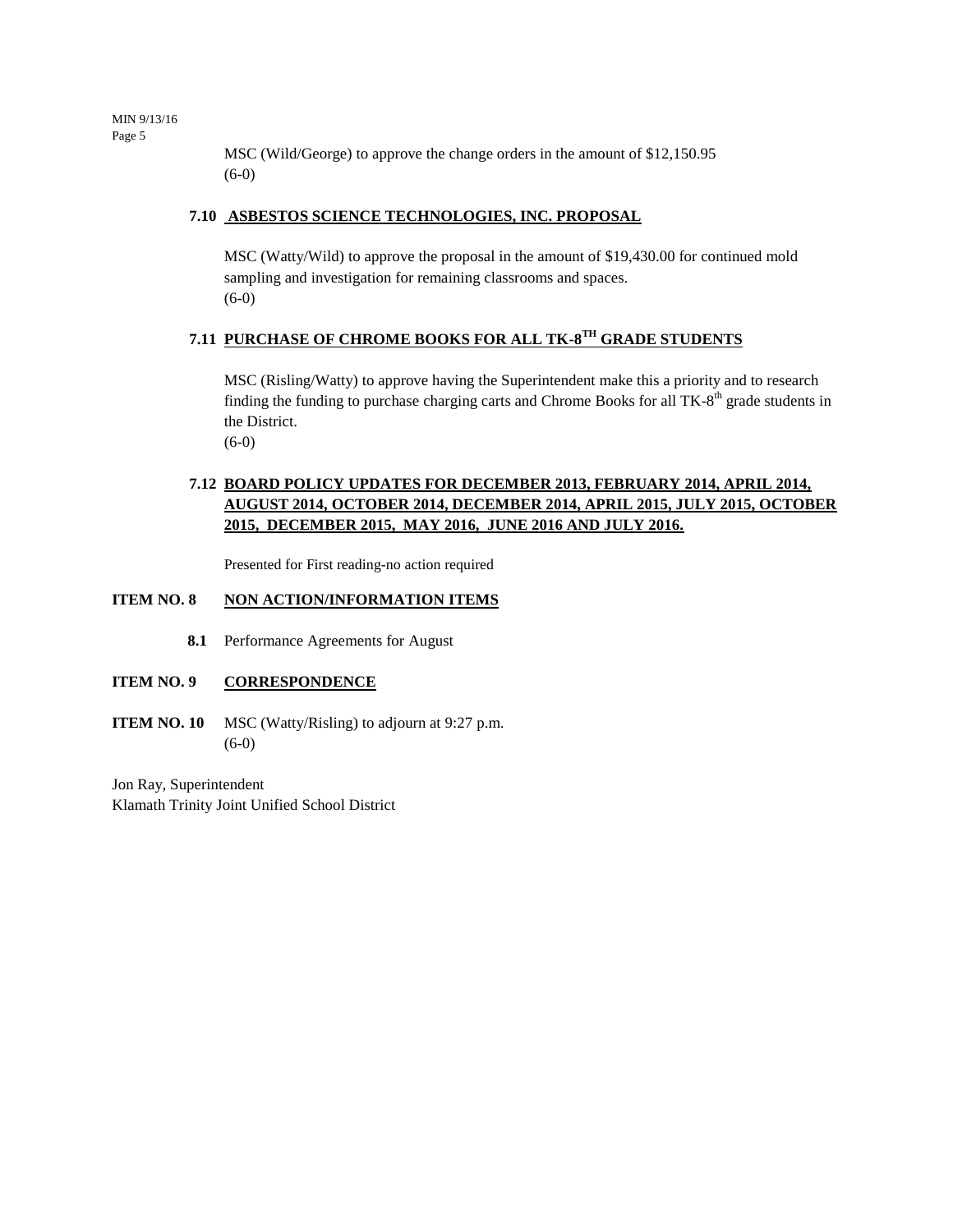MSC (Wild/George) to approve the change orders in the amount of $12,150.95
(6-0)

### 7.10 ASBESTOS SCIENCE TECHNOLOGIES, INC. PROPOSAL

MSC (Watty/Wild) to approve the proposal in the amount of $19,430.00 for continued mold sampling and investigation for remaining classrooms and spaces.
(6-0)

### 7.11 PURCHASE OF CHROME BOOKS FOR ALL TK-8TH GRADE STUDENTS

MSC (Risling/Watty) to approve having the Superintendent make this a priority and to research finding the funding to purchase charging carts and Chrome Books for all TK-8th grade students in the District.
(6-0)

### 7.12 BOARD POLICY UPDATES FOR DECEMBER 2013, FEBRUARY 2014, APRIL 2014, AUGUST 2014, OCTOBER 2014, DECEMBER 2014, APRIL 2015, JULY 2015, OCTOBER 2015, DECEMBER 2015, MAY 2016, JUNE 2016 AND JULY 2016.

Presented for First reading-no action required

## ITEM NO. 8 NON ACTION/INFORMATION ITEMS

**8.1** Performance Agreements for August

## ITEM NO. 9 CORRESPONDENCE

**ITEM NO. 10** MSC (Watty/Risling) to adjourn at 9:27 p.m.
(6-0)

Jon Ray, Superintendent
Klamath Trinity Joint Unified School District